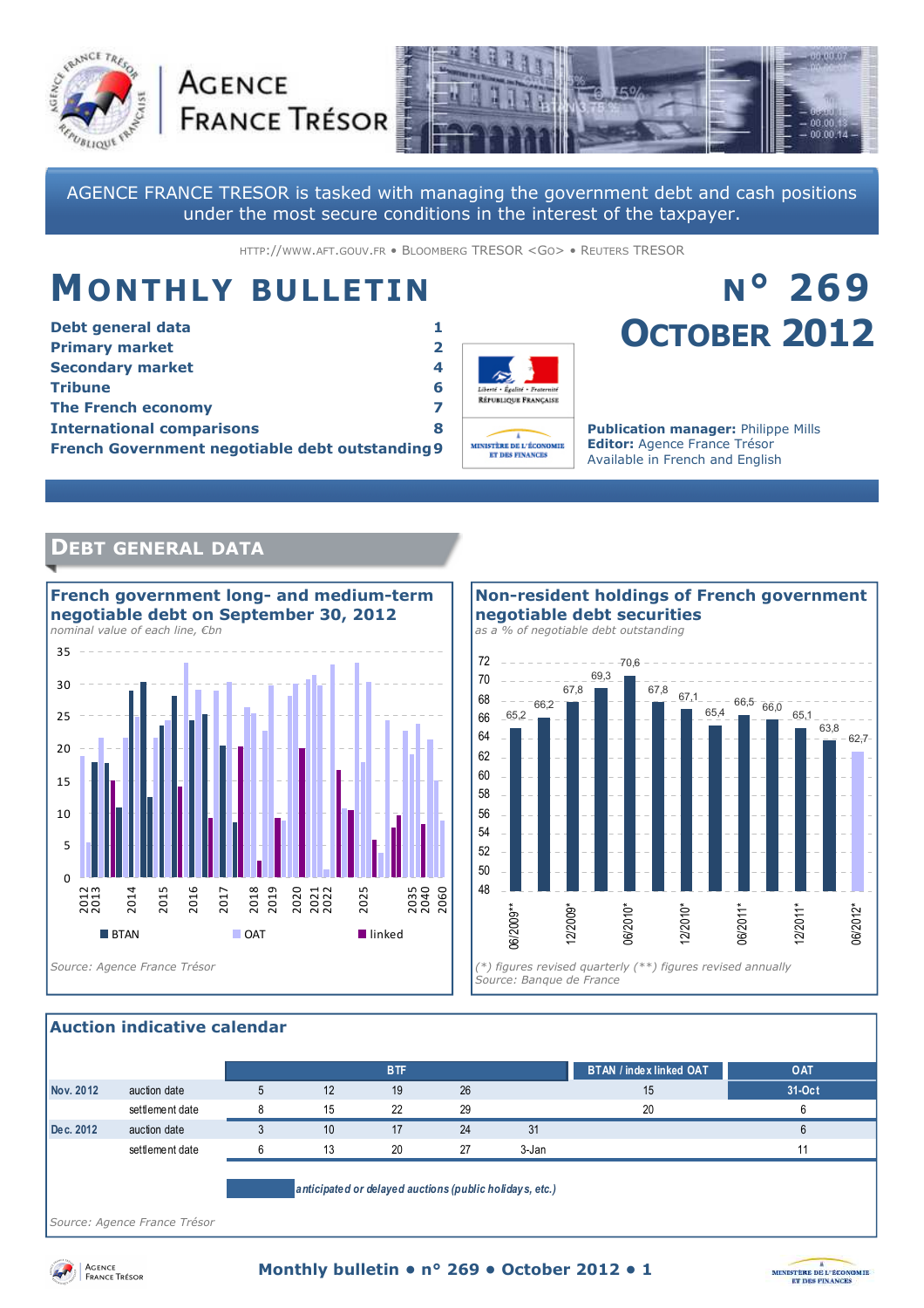AGENCE FRANCE TRÉSOR

AGENCE FRANCE TRESOR is tasked with managing the government debt and cash positions under the most secure conditions in the interest of the taxpayer.

HTTP://WWW.AFT.GOUV.FR • BLOOMBERG TRESOR <GO> • REUTERS TRESOR

# MONTHLY BULLETIN

# N° 269 OCTOBER 2012

| | |
|---|---|
| **Debt general data** | 1 |
| **Primary market** | 2 |
| **Secondary market** | 4 |
| **Tribune** | 6 |
| **The French economy** | 7 |
| **International comparisons** | 8 |
| **French Government negotiable debt outstanding** | 9 |

**Publication manager:** Philippe Mills
**Editor:** Agence France Trésor
Available in French and English

## DEBT GENERAL DATA

### French government long- and medium-term negotiable debt on September 30, 2012

*nominal value of each line, €bn*

BTAN | OAT | linked

Source: Agence France Trésor

### Non-resident holdings of French government negotiable debt securities

*as a % of negotiable debt outstanding*

| 06/2009** | 12/2009* | 06/2010* | 12/2010* | 06/2011* | 12/2011* | 06/2012* |
|---|---|---|---|---|---|---|
| 65,2 | 66,2 | 67,8 | 69,3 | 70,6 | 67,8 | 67,1 |

| | | | | | | |
|---|---|---|---|---|---|---|
| 65,4 | 66,5 | 66,0 | 65,1 | 63,8 | 62,7 | |

*(\*) figures revised quarterly (\*\*) figures revised annually*
*Source: Banque de France*

### Auction indicative calendar

| | | BTF | | | | | BTAN / index linked OAT | OAT |
|---|---|---|---|---|---|---|---|---|
| Nov. 2012 | auction date | 5 | 12 | 19 | 26 | | 15 | 31-Oct |
| | settlement date | 8 | 15 | 22 | 29 | | 20 | 6 |
| Dec. 2012 | auction date | 3 | 10 | 17 | 24 | 31 | | 6 |
| | settlement date | 6 | 13 | 20 | 27 | 3-Jan | | 11 |

*anticipated or delayed auctions (public holidays, etc.)*

Source: Agence France Trésor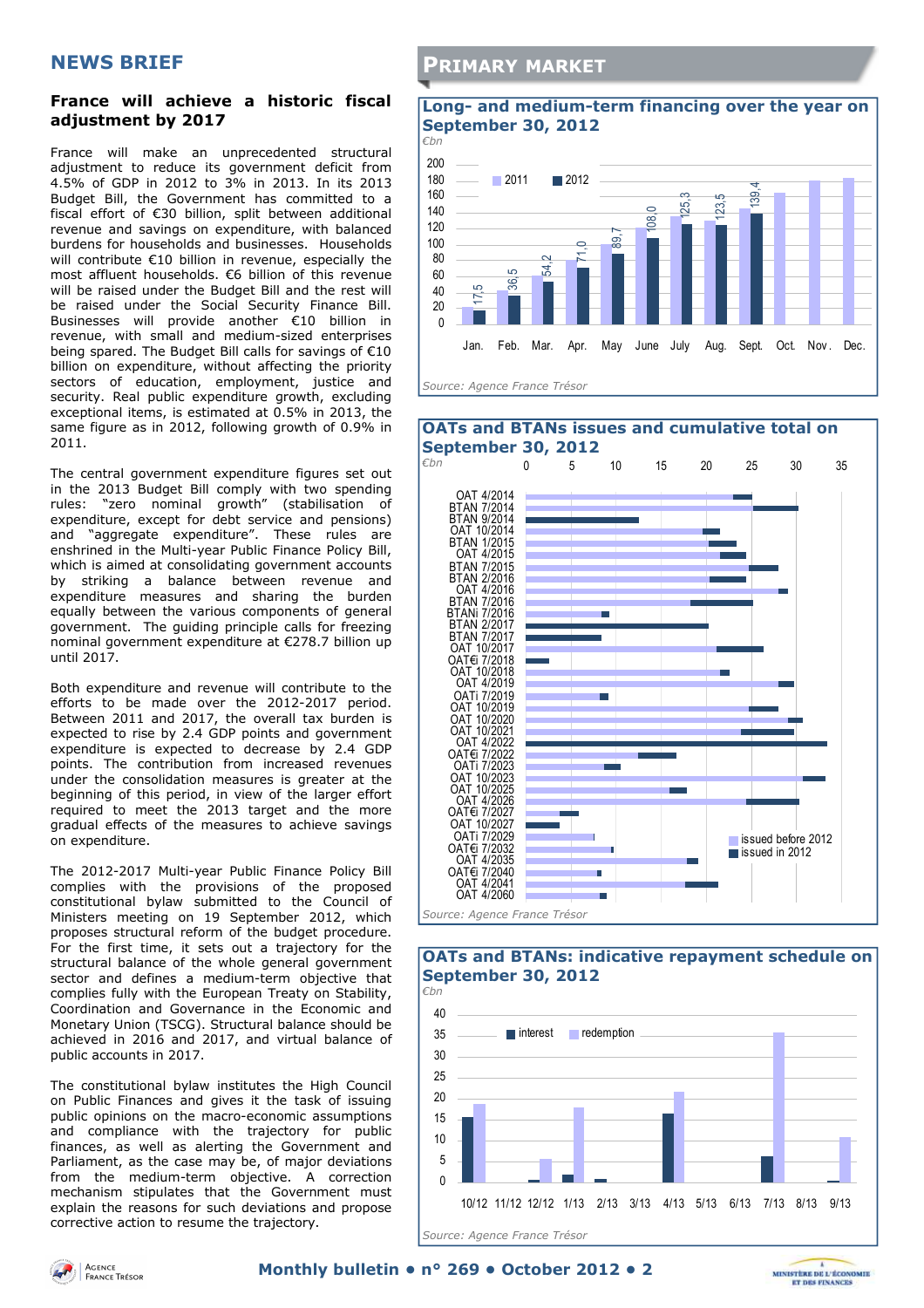## NEWS BRIEF

### France will achieve a historic fiscal adjustment by 2017

France will make an unprecedented structural adjustment to reduce its government deficit from 4.5% of GDP in 2012 to 3% in 2013. In its 2013 Budget Bill, the Government has committed to a fiscal effort of €30 billion, split between additional revenue and savings on expenditure, with balanced burdens for households and businesses. Households will contribute €10 billion in revenue, especially the most affluent households. €6 billion of this revenue will be raised under the Budget Bill and the rest will be raised under the Social Security Finance Bill. Businesses will provide another €10 billion in revenue, with small and medium-sized enterprises being spared. The Budget Bill calls for savings of €10 billion on expenditure, without affecting the priority sectors of education, employment, justice and security. Real public expenditure growth, excluding exceptional items, is estimated at 0.5% in 2013, the same figure as in 2012, following growth of 0.9% in 2011.

The central government expenditure figures set out in the 2013 Budget Bill comply with two spending rules: "zero nominal growth" (stabilisation of expenditure, except for debt service and pensions) and "aggregate expenditure". These rules are enshrined in the Multi-year Public Finance Policy Bill, which is aimed at consolidating government accounts by striking a balance between revenue and expenditure measures and sharing the burden equally between the various components of general government. The guiding principle calls for freezing nominal government expenditure at €278.7 billion up until 2017.

Both expenditure and revenue will contribute to the efforts to be made over the 2012-2017 period. Between 2011 and 2017, the overall tax burden is expected to rise by 2.4 GDP points and government expenditure is expected to decrease by 2.4 GDP points. The contribution from increased revenues under the consolidation measures is greater at the beginning of this period, in view of the larger effort required to meet the 2013 target and the more gradual effects of the measures to achieve savings on expenditure.

The 2012-2017 Multi-year Public Finance Policy Bill complies with the provisions of the proposed constitutional bylaw submitted to the Council of Ministers meeting on 19 September 2012, which proposes structural reform of the budget procedure. For the first time, it sets out a trajectory for the structural balance of the whole general government sector and defines a medium-term objective that complies fully with the European Treaty on Stability, Coordination and Governance in the Economic and Monetary Union (TSCG). Structural balance should be achieved in 2016 and 2017, and virtual balance of public accounts in 2017.

The constitutional bylaw institutes the High Council on Public Finances and gives it the task of issuing public opinions on the macro-economic assumptions and compliance with the trajectory for public finances, as well as alerting the Government and Parliament, as the case may be, of major deviations from the medium-term objective. A correction mechanism stipulates that the Government must explain the reasons for such deviations and propose corrective action to resume the trajectory.

## PRIMARY MARKET

### Long- and medium-term financing over the year on September 30, 2012

€bn

| | Jan. | Feb. | Mar. | Apr. | May | June | July | Aug. | Sept. | Oct. | Nov. | Dec. |
|---|---|---|---|---|---|---|---|---|---|---|---|---|
| 2012 | 17,5 | 36,5 | 54,2 | 71,0 | 89,7 | 108,0 | 125,3 | 123,5 | 139,4 | | | |

Source: Agence France Trésor

### OATs and BTANs issues and cumulative total on September 30, 2012

€bn

Lines: OAT 4/2014, BTAN 7/2014, BTAN 9/2014, OAT 10/2014, BTAN 1/2015, OAT 4/2015, BTAN 7/2015, BTAN 2/2016, OAT 4/2016, BTAN 7/2016, BTANi 7/2016, BTAN 2/2017, BTAN 7/2017, OAT 10/2017, OAT€i 7/2018, OAT 10/2018, OAT 4/2019, OATi 7/2019, OAT 10/2019, OAT 10/2020, OAT 10/2021, OAT 4/2022, OAT€i 7/2022, OATi 7/2023, OAT 10/2023, OAT 10/2025, OAT 4/2026, OAT€i 7/2027, OAT 10/2027, OATi 7/2029, OAT€i 7/2032, OAT 4/2035, OAT€i 7/2040, OAT 4/2041, OAT 4/2060

Legend: issued before 2012; issued in 2012

Source: Agence France Trésor

### OATs and BTANs: indicative repayment schedule on September 30, 2012

€bn

Legend: interest; redemption

Months: 10/12, 11/12, 12/12, 1/13, 2/13, 3/13, 4/13, 5/13, 6/13, 7/13, 8/13, 9/13

Source: Agence France Trésor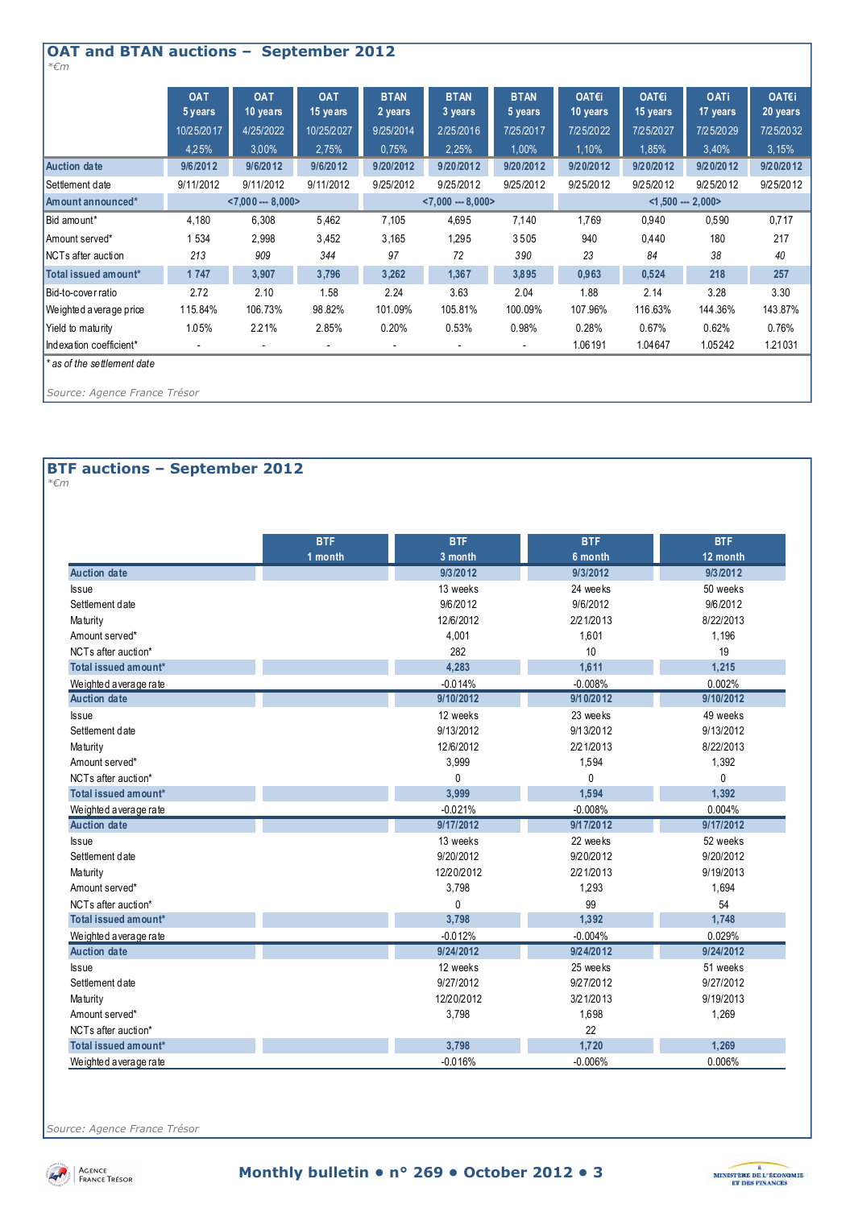## OAT and BTAN auctions – September 2012

*€m

| | OAT 5 years 10/25/2017 4.25% | OAT 10 years 4/25/2022 3.00% | OAT 15 years 10/25/2027 2.75% | BTAN 2 years 9/25/2014 0.75% | BTAN 3 years 2/25/2016 2.25% | BTAN 5 years 7/25/2017 1.00% | OAT€i 10 years 7/25/2022 1.10% | OAT€i 15 years 7/25/2027 1.85% | OATi 17 years 7/25/2029 3.40% | OAT€i 20 years 7/25/2032 3.15% |
|---|---|---|---|---|---|---|---|---|---|---|
| Auction date | 9/6/2012 | 9/6/2012 | 9/6/2012 | 9/20/2012 | 9/20/2012 | 9/20/2012 | 9/20/2012 | 9/20/2012 | 9/20/2012 | 9/20/2012 |
| Settlement date | 9/11/2012 | 9/11/2012 | 9/11/2012 | 9/25/2012 | 9/25/2012 | 9/25/2012 | 9/25/2012 | 9/25/2012 | 9/25/2012 | 9/25/2012 |
| Amount announced* | <7,000 --- 8,000> | | | <7,000 --- 8,000> | | | <1,500 --- 2,000> | | | |
| Bid amount* | 4,180 | 6,308 | 5,462 | 7,105 | 4,695 | 7,140 | 1,769 | 0,940 | 0,590 | 0,717 |
| Amount served* | 1 534 | 2,998 | 3,452 | 3,165 | 1,295 | 3505 | 940 | 0,440 | 180 | 217 |
| NCTs after auction | 213 | 909 | 344 | 97 | 72 | 390 | 23 | 84 | 38 | 40 |
| Total issued amount* | 1 747 | 3,907 | 3,796 | 3,262 | 1,367 | 3,895 | 0,963 | 0,524 | 218 | 257 |
| Bid-to-cover ratio | 2.72 | 2.10 | 1.58 | 2.24 | 3.63 | 2.04 | 1.88 | 2.14 | 3.28 | 3.30 |
| Weighted average price | 115.84% | 106.73% | 98.82% | 101.09% | 105.81% | 100.09% | 107.96% | 116.63% | 144.36% | 143.87% |
| Yield to maturity | 1.05% | 2.21% | 2.85% | 0.20% | 0.53% | 0.98% | 0.28% | 0.67% | 0.62% | 0.76% |
| Indexation coefficient* | - | - | - | - | - | - | 1.06191 | 1.04647 | 1.05242 | 1.21031 |

*as of the settlement date

Source: Agence France Trésor

## BTF auctions – September 2012

*€m

| | BTF 1 month | BTF 3 month | BTF 6 month | BTF 12 month |
|---|---|---|---|---|
| **Auction date** | | 9/3/2012 | 9/3/2012 | 9/3/2012 |
| Issue | | 13 weeks | 24 weeks | 50 weeks |
| Settlement date | | 9/6/2012 | 9/6/2012 | 9/6/2012 |
| Maturity | | 12/6/2012 | 2/21/2013 | 8/22/2013 |
| Amount served* | | 4,001 | 1,601 | 1,196 |
| NCTs after auction* | | 282 | 10 | 19 |
| Total issued amount* | | 4,283 | 1,611 | 1,215 |
| Weighted average rate | | -0.014% | -0.008% | 0.002% |
| **Auction date** | | 9/10/2012 | 9/10/2012 | 9/10/2012 |
| Issue | | 12 weeks | 23 weeks | 49 weeks |
| Settlement date | | 9/13/2012 | 9/13/2012 | 9/13/2012 |
| Maturity | | 12/6/2012 | 2/21/2013 | 8/22/2013 |
| Amount served* | | 3,999 | 1,594 | 1,392 |
| NCTs after auction* | | 0 | 0 | 0 |
| Total issued amount* | | 3,999 | 1,594 | 1,392 |
| Weighted average rate | | -0.021% | -0.008% | 0.004% |
| **Auction date** | | 9/17/2012 | 9/17/2012 | 9/17/2012 |
| Issue | | 13 weeks | 22 weeks | 52 weeks |
| Settlement date | | 9/20/2012 | 9/20/2012 | 9/20/2012 |
| Maturity | | 12/20/2012 | 2/21/2013 | 9/19/2013 |
| Amount served* | | 3,798 | 1,293 | 1,694 |
| NCTs after auction* | | 0 | 99 | 54 |
| Total issued amount* | | 3,798 | 1,392 | 1,748 |
| Weighted average rate | | -0.012% | -0.004% | 0.029% |
| **Auction date** | | 9/24/2012 | 9/24/2012 | 9/24/2012 |
| Issue | | 12 weeks | 25 weeks | 51 weeks |
| Settlement date | | 9/27/2012 | 9/27/2012 | 9/27/2012 |
| Maturity | | 12/20/2012 | 3/21/2013 | 9/19/2013 |
| Amount served* | | 3,798 | 1,698 | 1,269 |
| NCTs after auction* | | | 22 | |
| Total issued amount* | | 3,798 | 1,720 | 1,269 |
| Weighted average rate | | -0.016% | -0.006% | 0.006% |

Source: Agence France Trésor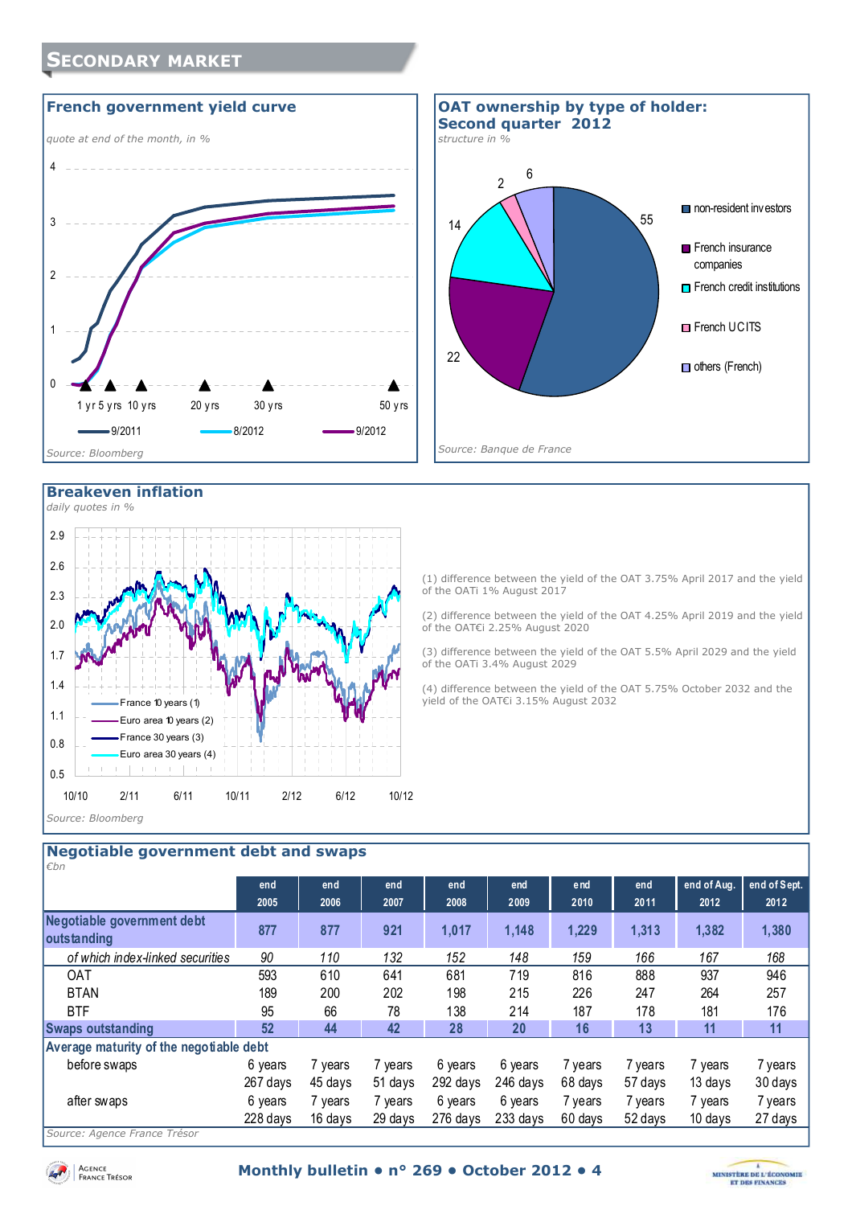# Secondary market

## French government yield curve

*quote at end of the month, in %*

1 yr 5 yrs 10 yrs 20 yrs 30 yrs 50 yrs

9/2011 8/2012 9/2012

*Source: Bloomberg*

## OAT ownership by type of holder: Second quarter 2012

*structure in %*

- non-resident investors: 55
- French insurance companies: 22
- French credit institutions: 14
- French UCITS: 2
- others (French): 6

*Source: Banque de France*

## Breakeven inflation

*daily quotes in %*

France 10 years (1)
Euro area 10 years (2)
France 30 years (3)
Euro area 30 years (4)

*Source: Bloomberg*

(1) difference between the yield of the OAT 3.75% April 2017 and the yield of the OATi 1% August 2017

(2) difference between the yield of the OAT 4.25% April 2019 and the yield of the OAT€i 2.25% August 2020

(3) difference between the yield of the OAT 5.5% April 2029 and the yield of the OATi 3.4% August 2029

(4) difference between the yield of the OAT 5.75% October 2032 and the yield of the OAT€i 3.15% August 2032

## Negotiable government debt and swaps

*€bn*

| | end 2005 | end 2006 | end 2007 | end 2008 | end 2009 | end 2010 | end 2011 | end of Aug. 2012 | end of Sept. 2012 |
|---|---|---|---|---|---|---|---|---|---|
| **Negotiable government debt outstanding** | **877** | **877** | **921** | **1,017** | **1,148** | **1,229** | **1,313** | **1,382** | **1,380** |
| *of which index-linked securities* | *90* | *110* | *132* | *152* | *148* | *159* | *166* | *167* | *168* |
| OAT | 593 | 610 | 641 | 681 | 719 | 816 | 888 | 937 | 946 |
| BTAN | 189 | 200 | 202 | 198 | 215 | 226 | 247 | 264 | 257 |
| BTF | 95 | 66 | 78 | 138 | 214 | 187 | 178 | 181 | 176 |
| **Swaps outstanding** | **52** | **44** | **42** | **28** | **20** | **16** | **13** | **11** | **11** |
| **Average maturity of the negotiable debt** | | | | | | | | | |
| before swaps | 6 years 267 days | 7 years 45 days | 7 years 51 days | 6 years 292 days | 6 years 246 days | 7 years 68 days | 7 years 57 days | 7 years 13 days | 7 years 30 days |
| after swaps | 6 years 228 days | 7 years 16 days | 7 years 29 days | 6 years 276 days | 6 years 233 days | 7 years 60 days | 7 years 52 days | 7 years 10 days | 7 years 27 days |

*Source: Agence France Trésor*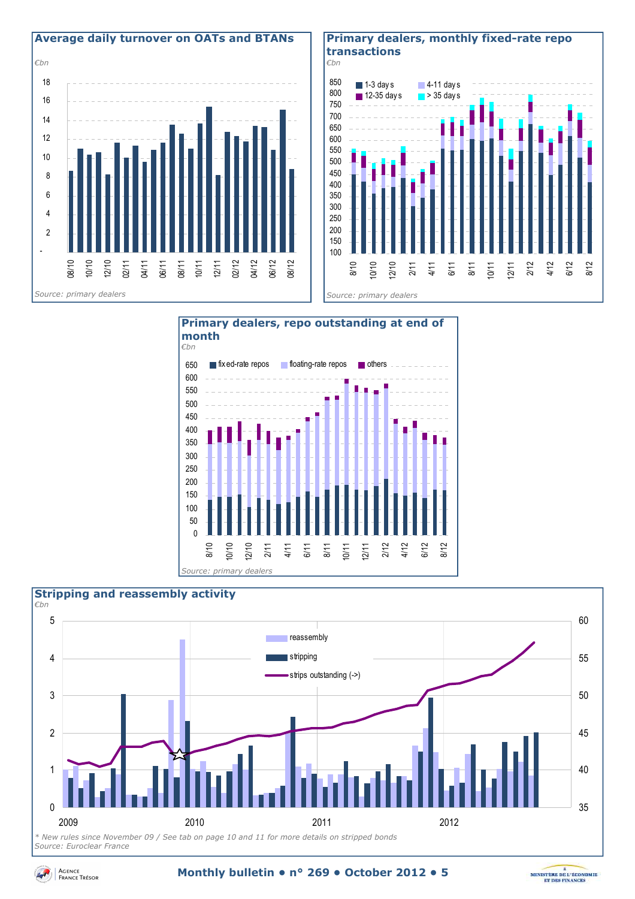### Average daily turnover on OATs and BTANs

*€bn*

*Source: primary dealers*

### Primary dealers, monthly fixed-rate repo transactions

*€bn*

*Source: primary dealers*

### Primary dealers, repo outstanding at end of month

*€bn*

*Source: primary dealers*

### Stripping and reassembly activity

*€bn*

*\* New rules since November 09 / See tab on page 10 and 11 for more details on stripped bonds*

*Source: Euroclear France*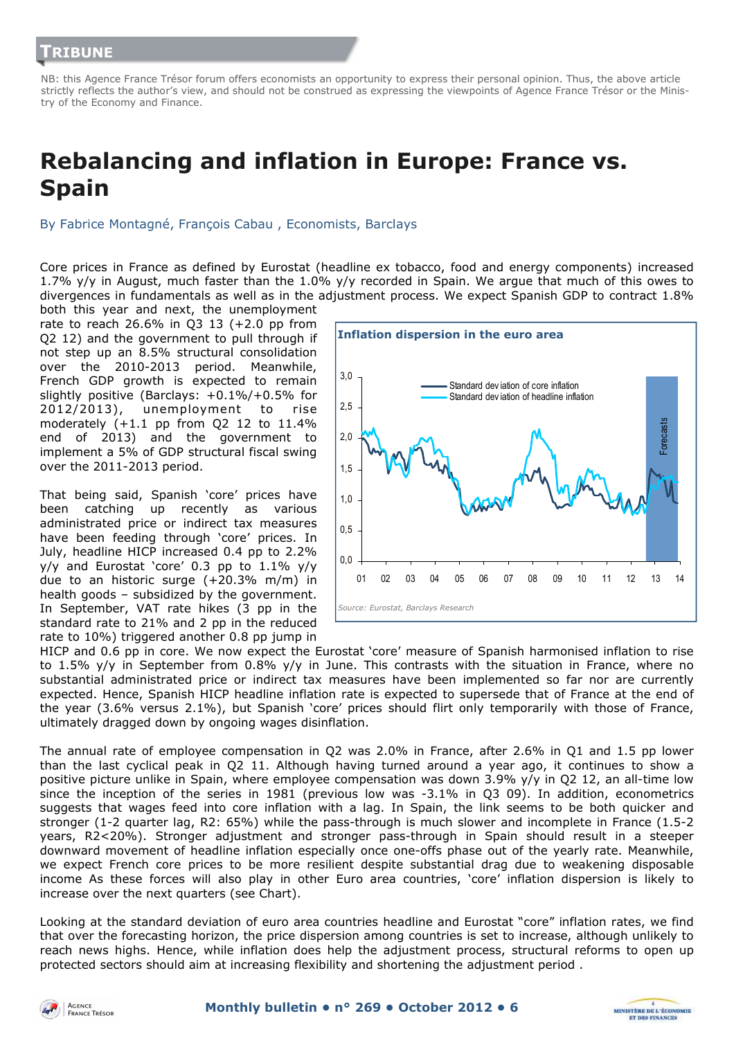## TRIBUNE

NB: this Agence France Trésor forum offers economists an opportunity to express their personal opinion. Thus, the above article strictly reflects the author's view, and should not be construed as expressing the viewpoints of Agence France Trésor or the Ministry of the Economy and Finance.

# Rebalancing and inflation in Europe: France vs. Spain

By Fabrice Montagné, François Cabau , Economists, Barclays

Core prices in France as defined by Eurostat (headline ex tobacco, food and energy components) increased 1.7% y/y in August, much faster than the 1.0% y/y recorded in Spain. We argue that much of this owes to divergences in fundamentals as well as in the adjustment process. We expect Spanish GDP to contract 1.8% both this year and next, the unemployment rate to reach 26.6% in Q3 13 (+2.0 pp from Q2 12) and the government to pull through if not step up an 8.5% structural consolidation over the 2010-2013 period. Meanwhile, French GDP growth is expected to remain slightly positive (Barclays: +0.1%/+0.5% for 2012/2013), unemployment to rise moderately (+1.1 pp from Q2 12 to 11.4% end of 2013) and the government to implement a 5% of GDP structural fiscal swing over the 2011-2013 period.

That being said, Spanish 'core' prices have been catching up recently as various administrated price or indirect tax measures have been feeding through 'core' prices. In July, headline HICP increased 0.4 pp to 2.2% y/y and Eurostat 'core' 0.3 pp to 1.1% y/y due to an historic surge (+20.3% m/m) in health goods – subsidized by the government. In September, VAT rate hikes (3 pp in the standard rate to 21% and 2 pp in the reduced rate to 10%) triggered another 0.8 pp jump in HICP and 0.6 pp in core. We now expect the Eurostat 'core' measure of Spanish harmonised inflation to rise to 1.5% y/y in September from 0.8% y/y in June. This contrasts with the situation in France, where no substantial administrated price or indirect tax measures have been implemented so far nor are currently expected. Hence, Spanish HICP headline inflation rate is expected to supersede that of France at the end of the year (3.6% versus 2.1%), but Spanish 'core' prices should flirt only temporarily with those of France, ultimately dragged down by ongoing wages disinflation.

**Inflation dispersion in the euro area**

*Source: Eurostat, Barclays Research*

The annual rate of employee compensation in Q2 was 2.0% in France, after 2.6% in Q1 and 1.5 pp lower than the last cyclical peak in Q2 11. Although having turned around a year ago, it continues to show a positive picture unlike in Spain, where employee compensation was down 3.9% y/y in Q2 12, an all-time low since the inception of the series in 1981 (previous low was -3.1% in Q3 09). In addition, econometrics suggests that wages feed into core inflation with a lag. In Spain, the link seems to be both quicker and stronger (1-2 quarter lag, $R^2$: 65%) while the pass-through is much slower and incomplete in France (1.5-2 years, $R^2$<20%). Stronger adjustment and stronger pass-through in Spain should result in a steeper downward movement of headline inflation especially once one-offs phase out of the yearly rate. Meanwhile, we expect French core prices to be more resilient despite substantial drag due to weakening disposable income As these forces will also play in other Euro area countries, 'core' inflation dispersion is likely to increase over the next quarters (see Chart).

Looking at the standard deviation of euro area countries headline and Eurostat "core" inflation rates, we find that over the forecasting horizon, the price dispersion among countries is set to increase, although unlikely to reach news highs. Hence, while inflation does help the adjustment process, structural reforms to open up protected sectors should aim at increasing flexibility and shortening the adjustment period .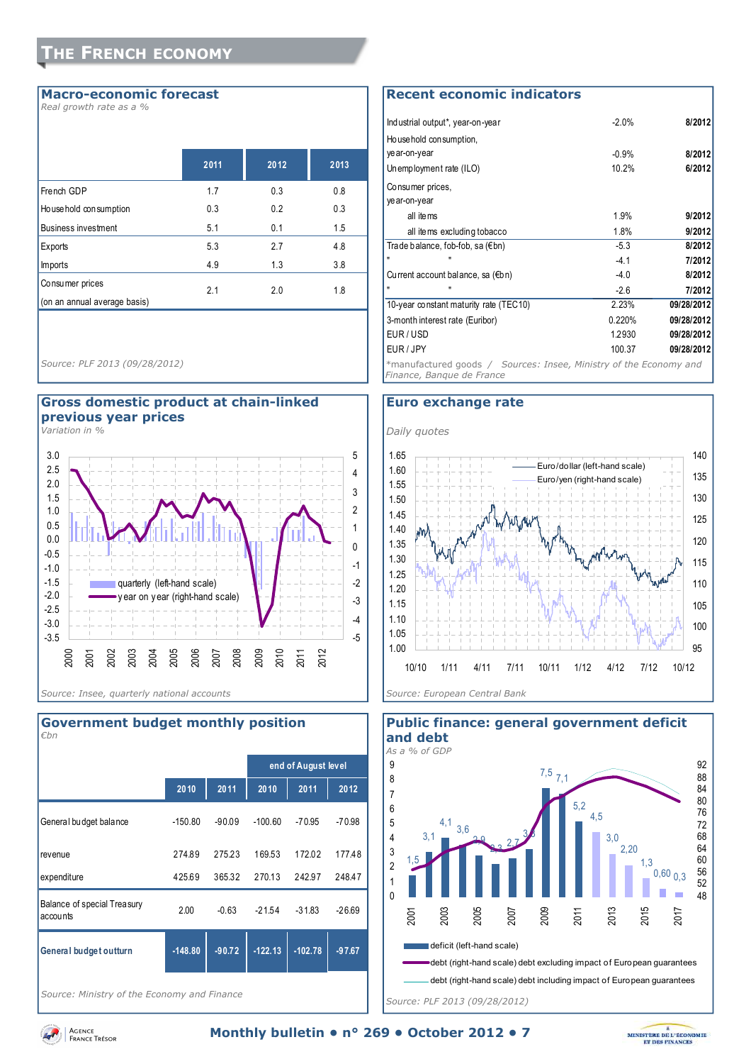# The French economy

## Macro-economic forecast

*Real growth rate as a %*

| | 2011 | 2012 | 2013 |
|---|---|---|---|
| French GDP | 1.7 | 0.3 | 0.8 |
| Household consumption | 0.3 | 0.2 | 0.3 |
| Business investment | 5.1 | 0.1 | 1.5 |
| Exports | 5.3 | 2.7 | 4.8 |
| Imports | 4.9 | 1.3 | 3.8 |
| Consumer prices (on an annual average basis) | 2.1 | 2.0 | 1.8 |

*Source: PLF 2013 (09/28/2012)*

## Recent economic indicators

| | | |
|---|---|---|
| Industrial output*, year-on-year | -2.0% | 8/2012 |
| Household consumption, year-on-year | -0.9% | 8/2012 |
| Unemployment rate (ILO) | 10.2% | 6/2012 |
| Consumer prices, year-on-year | | |
| all items | 1.9% | 9/2012 |
| all items excluding tobacco | 1.8% | 9/2012 |
| Trade balance, fob-fob, sa (€bn) | -5.3 | 8/2012 |
| " " | -4.1 | 7/2012 |
| Current account balance, sa (€bn) | -4.0 | 8/2012 |
| " | -2.6 | 7/2012 |
| 10-year constant maturity rate (TEC10) | 2.23% | 09/28/2012 |
| 3-month interest rate (Euribor) | 0.220% | 09/28/2012 |
| EUR / USD | 1.2930 | 09/28/2012 |
| EUR / JPY | 100.37 | 09/28/2012 |

*manufactured goods / *Sources: Insee, Ministry of the Economy and Finance, Banque de France*

## Gross domestic product at chain-linked previous year prices

*Variation in %*

*Source: Insee, quarterly national accounts*

## Euro exchange rate

*Daily quotes*

*Source: European Central Bank*

## Government budget monthly position

*€bn*

| | 2010 | 2011 | end of August level 2010 | 2011 | 2012 |
|---|---|---|---|---|---|
| General budget balance | -150.80 | -90.09 | -100.60 | -70.95 | -70.98 |
| revenue | 274.89 | 275.23 | 169.53 | 172.02 | 177.48 |
| expenditure | 425.69 | 365.32 | 270.13 | 242.97 | 248.47 |
| Balance of special Treasury accounts | 2.00 | -0.63 | -21.54 | -31.83 | -26.69 |
| **General budget outturn** | **-148.80** | **-90.72** | **-122.13** | **-102.78** | **-97.67** |

*Source: Ministry of the Economy and Finance*

## Public finance: general government deficit and debt

*As a % of GDP*

*Source: PLF 2013 (09/28/2012)*

**Monthly bulletin • n° 269 • October 2012**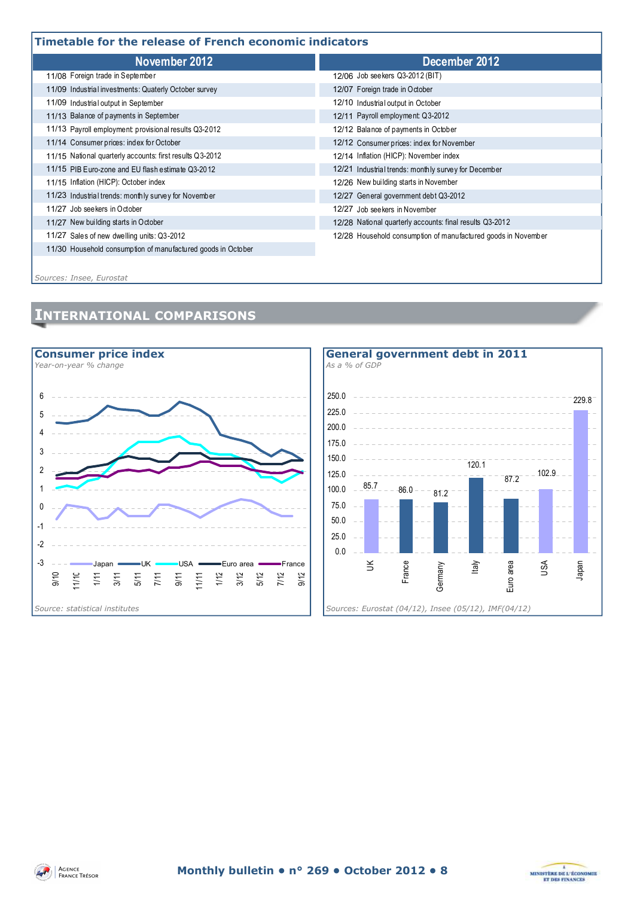## Timetable for the release of French economic indicators

| November 2012 | December 2012 |
|---|---|
| 11/08 Foreign trade in September | 12/06 Job seekers Q3-2012 (BIT) |
| 11/09 Industrial investments: Quaterly October survey | 12/07 Foreign trade in October |
| 11/09 Industrial output in September | 12/10 Industrial output in October |
| 11/13 Balance of payments in September | 12/11 Payroll employment: Q3-2012 |
| 11/13 Payroll employment: provisional results Q3-2012 | 12/12 Balance of payments in October |
| 11/14 Consumer prices: index for October | 12/12 Consumer prices: index for November |
| 11/15 National quarterly accounts: first results Q3-2012 | 12/14 Inflation (HICP): November index |
| 11/15 PIB Euro-zone and EU flash estimate Q3-2012 | 12/21 Industrial trends: monthly survey for December |
| 11/15 Inflation (HICP): October index | 12/26 New building starts in November |
| 11/23 Industrial trends: monthly survey for November | 12/27 General government debt Q3-2012 |
| 11/27 Job seekers in October | 12/27 Job seekers in November |
| 11/27 New building starts in October | 12/28 National quarterly accounts: final results Q3-2012 |
| 11/27 Sales of new dwelling units: Q3-2012 | 12/28 Household consumption of manufactured goods in November |
| 11/30 Household consumption of manufactured goods in October | |

*Sources: Insee, Eurostat*

# International comparisons

## Consumer price index

*Year-on-year % change*

Legend: Japan, UK, USA, Euro area, France

*Source: statistical institutes*

## General government debt in 2011

*As a % of GDP*

| Country | Debt (% of GDP) |
|---|---|
| UK | 85.7 |
| France | 86.0 |
| Germany | 81.2 |
| Italy | 120.1 |
| Euro area | 87.2 |
| USA | 102.9 |
| Japan | 229.8 |

*Sources: Eurostat (04/12), Insee (05/12), IMF(04/12)*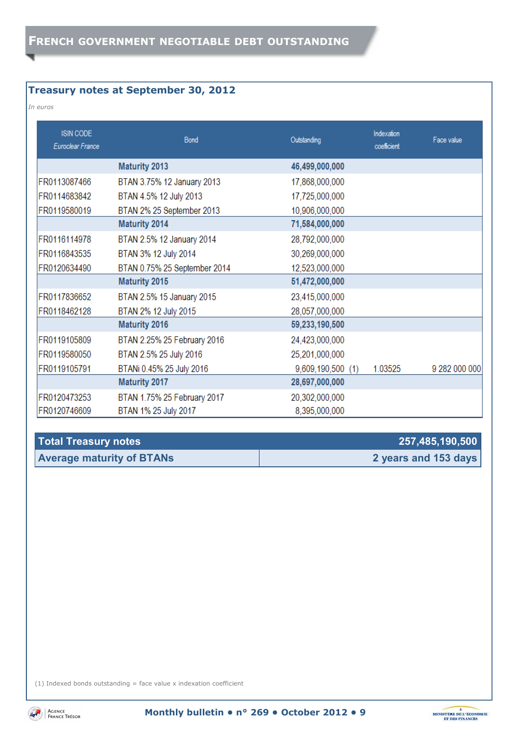# French government negotiable debt outstanding

## Treasury notes at September 30, 2012

*In euros*

| ISIN CODE *Euroclear France* | Bond | Outstanding | Indexation coefficient | Face value |
|---|---|---|---|---|
| | **Maturity 2013** | **46,499,000,000** | | |
| FR0113087466 | BTAN 3.75% 12 January 2013 | 17,868,000,000 | | |
| FR0114683842 | BTAN 4.5% 12 July 2013 | 17,725,000,000 | | |
| FR0119580019 | BTAN 2% 25 September 2013 | 10,906,000,000 | | |
| | **Maturity 2014** | **71,584,000,000** | | |
| FR0116114978 | BTAN 2.5% 12 January 2014 | 28,792,000,000 | | |
| FR0116843535 | BTAN 3% 12 July 2014 | 30,269,000,000 | | |
| FR0120634490 | BTAN 0.75% 25 September 2014 | 12,523,000,000 | | |
| | **Maturity 2015** | **51,472,000,000** | | |
| FR0117836652 | BTAN 2.5% 15 January 2015 | 23,415,000,000 | | |
| FR0118462128 | BTAN 2% 12 July 2015 | 28,057,000,000 | | |
| | **Maturity 2016** | **59,233,190,500** | | |
| FR0119105809 | BTAN 2.25% 25 February 2016 | 24,423,000,000 | | |
| FR0119580050 | BTAN 2.5% 25 July 2016 | 25,201,000,000 | | |
| FR0119105791 | BTANi 0.45% 25 July 2016 | 9,609,190,500 (1) | 1.03525 | 9 282 000 000 |
| | **Maturity 2017** | **28,697,000,000** | | |
| FR0120473253 | BTAN 1.75% 25 February 2017 | 20,302,000,000 | | |
| FR0120746609 | BTAN 1% 25 July 2017 | 8,395,000,000 | | |

| **Total Treasury notes** | **257,485,190,500** |
|---|---|
| **Average maturity of BTANs** | **2 years and 153 days** |

(1) Indexed bonds outstanding = face value x indexation coefficient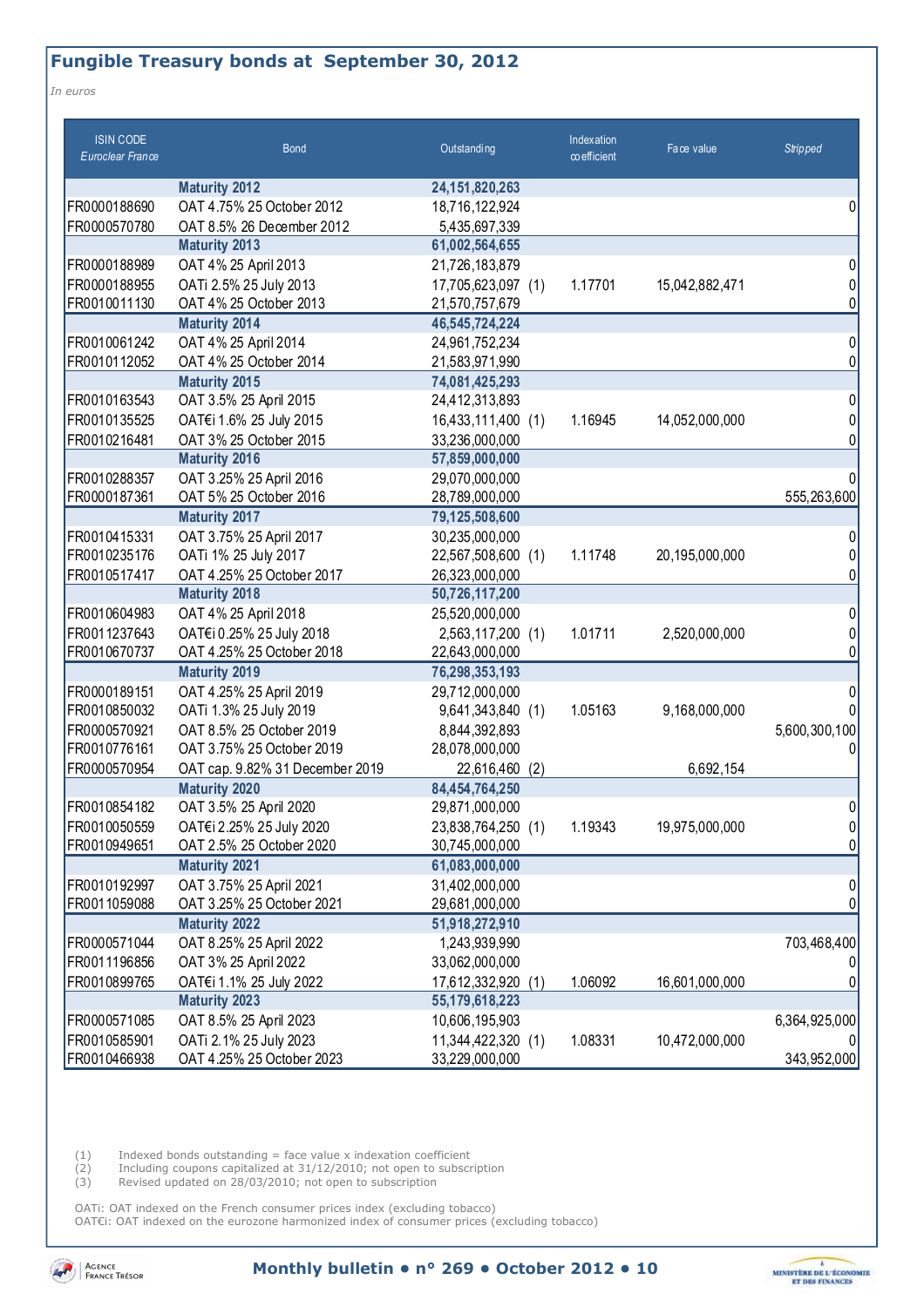## Fungible Treasury bonds at September 30, 2012

*In euros*

| ISIN CODE *Euroclear France* | Bond | Outstanding | | Indexation coefficient | Face value | *Stripped* |
|---|---|---|---|---|---|---|
| | **Maturity 2012** | **24,151,820,263** | | | | |
| FR0000188690 | OAT 4.75% 25 October 2012 | 18,716,122,924 | | | | 0 |
| FR0000570780 | OAT 8.5% 26 December 2012 | 5,435,697,339 | | | | |
| | **Maturity 2013** | **61,002,564,655** | | | | |
| FR0000188989 | OAT 4% 25 April 2013 | 21,726,183,879 | | | | 0 |
| FR0000188955 | OATi 2.5% 25 July 2013 | 17,705,623,097 | (1) | 1.17701 | 15,042,882,471 | 0 |
| FR0010011130 | OAT 4% 25 October 2013 | 21,570,757,679 | | | | 0 |
| | **Maturity 2014** | **46,545,724,224** | | | | |
| FR0010061242 | OAT 4% 25 April 2014 | 24,961,752,234 | | | | 0 |
| FR0010112052 | OAT 4% 25 October 2014 | 21,583,971,990 | | | | 0 |
| | **Maturity 2015** | **74,081,425,293** | | | | |
| FR0010163543 | OAT 3.5% 25 April 2015 | 24,412,313,893 | | | | 0 |
| FR0010135525 | OAT€i 1.6% 25 July 2015 | 16,433,111,400 | (1) | 1.16945 | 14,052,000,000 | 0 |
| FR0010216481 | OAT 3% 25 October 2015 | 33,236,000,000 | | | | 0 |
| | **Maturity 2016** | **57,859,000,000** | | | | |
| FR0010288357 | OAT 3.25% 25 April 2016 | 29,070,000,000 | | | | 0 |
| FR0000187361 | OAT 5% 25 October 2016 | 28,789,000,000 | | | | 555,263,600 |
| | **Maturity 2017** | **79,125,508,600** | | | | |
| FR0010415331 | OAT 3.75% 25 April 2017 | 30,235,000,000 | | | | 0 |
| FR0010235176 | OATi 1% 25 July 2017 | 22,567,508,600 | (1) | 1.11748 | 20,195,000,000 | 0 |
| FR0010517417 | OAT 4.25% 25 October 2017 | 26,323,000,000 | | | | 0 |
| | **Maturity 2018** | **50,726,117,200** | | | | |
| FR0010604983 | OAT 4% 25 April 2018 | 25,520,000,000 | | | | 0 |
| FR0011237643 | OAT€i 0.25% 25 July 2018 | 2,563,117,200 | (1) | 1.01711 | 2,520,000,000 | 0 |
| FR0010670737 | OAT 4.25% 25 October 2018 | 22,643,000,000 | | | | 0 |
| | **Maturity 2019** | **76,298,353,193** | | | | |
| FR0000189151 | OAT 4.25% 25 April 2019 | 29,712,000,000 | | | | 0 |
| FR0010850032 | OATi 1.3% 25 July 2019 | 9,641,343,840 | (1) | 1.05163 | 9,168,000,000 | 0 |
| FR0000570921 | OAT 8.5% 25 October 2019 | 8,844,392,893 | | | | 5,600,300,100 |
| FR0010776161 | OAT 3.75% 25 October 2019 | 28,078,000,000 | | | | 0 |
| FR0000570954 | OAT cap. 9.82% 31 December 2019 | 22,616,460 | (2) | | 6,692,154 | |
| | **Maturity 2020** | **84,454,764,250** | | | | |
| FR0010854182 | OAT 3.5% 25 April 2020 | 29,871,000,000 | | | | 0 |
| FR0010050559 | OAT€i 2.25% 25 July 2020 | 23,838,764,250 | (1) | 1.19343 | 19,975,000,000 | 0 |
| FR0010949651 | OAT 2.5% 25 October 2020 | 30,745,000,000 | | | | 0 |
| | **Maturity 2021** | **61,083,000,000** | | | | |
| FR0010192997 | OAT 3.75% 25 April 2021 | 31,402,000,000 | | | | 0 |
| FR0011059088 | OAT 3.25% 25 October 2021 | 29,681,000,000 | | | | 0 |
| | **Maturity 2022** | **51,918,272,910** | | | | |
| FR0000571044 | OAT 8.25% 25 April 2022 | 1,243,939,990 | | | | 703,468,400 |
| FR0011196856 | OAT 3% 25 April 2022 | 33,062,000,000 | | | | 0 |
| FR0010899765 | OAT€i 1.1% 25 July 2022 | 17,612,332,920 | (1) | 1.06092 | 16,601,000,000 | 0 |
| | **Maturity 2023** | **55,179,618,223** | | | | |
| FR0000571085 | OAT 8.5% 25 April 2023 | 10,606,195,903 | | | | 6,364,925,000 |
| FR0010585901 | OATi 2.1% 25 July 2023 | 11,344,422,320 | (1) | 1.08331 | 10,472,000,000 | 0 |
| FR0010466938 | OAT 4.25% 25 October 2023 | 33,229,000,000 | | | | 343,952,000 |

(1) Indexed bonds outstanding = face value x indexation coefficient
(2) Including coupons capitalized at 31/12/2010; not open to subscription
(3) Revised updated on 28/03/2010; not open to subscription

OATi: OAT indexed on the French consumer prices index (excluding tobacco)
OAT€i: OAT indexed on the eurozone harmonized index of consumer prices (excluding tobacco)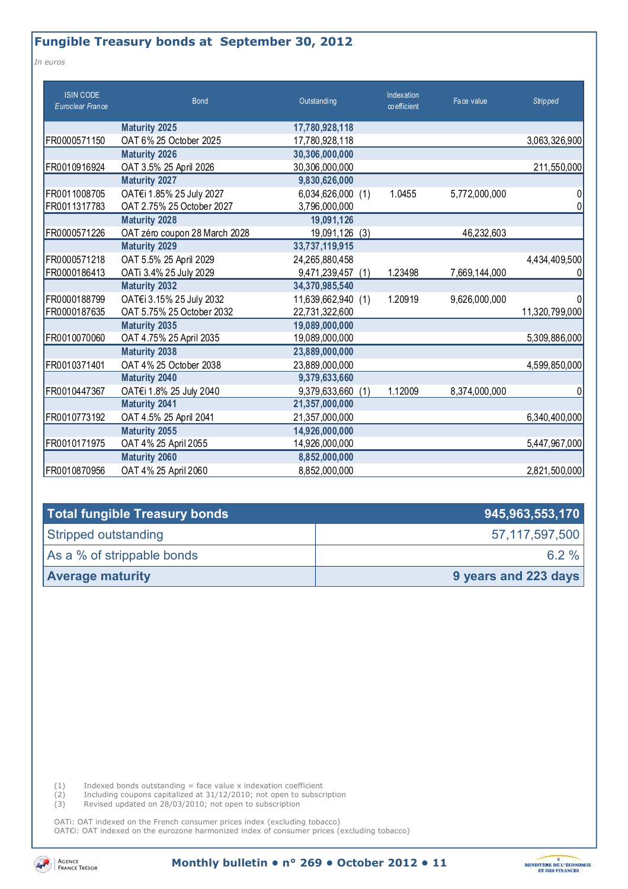## Fungible Treasury bonds at September 30, 2012

*In euros*

| ISIN CODE *Euroclear France* | Bond | Outstanding | | Indexation coefficient | Face value | *Stripped* |
|---|---|---|---|---|---|---|
| | **Maturity 2025** | **17,780,928,118** | | | | |
| FR0000571150 | OAT 6% 25 October 2025 | 17,780,928,118 | | | | 3,063,326,900 |
| | **Maturity 2026** | **30,306,000,000** | | | | |
| FR0010916924 | OAT 3.5% 25 April 2026 | 30,306,000,000 | | | | 211,550,000 |
| | **Maturity 2027** | **9,830,626,000** | | | | |
| FR0011008705 | OAT€i 1.85% 25 July 2027 | 6,034,626,000 | (1) | 1.0455 | 5,772,000,000 | 0 |
| FR0011317783 | OAT 2.75% 25 October 2027 | 3,796,000,000 | | | | 0 |
| | **Maturity 2028** | **19,091,126** | | | | |
| FR0000571226 | OAT zéro coupon 28 March 2028 | 19,091,126 | (3) | | 46,232,603 | |
| | **Maturity 2029** | **33,737,119,915** | | | | |
| FR0000571218 | OAT 5.5% 25 April 2029 | 24,265,880,458 | | | | 4,434,409,500 |
| FR0000186413 | OATi 3.4% 25 July 2029 | 9,471,239,457 | (1) | 1.23498 | 7,669,144,000 | 0 |
| | **Maturity 2032** | **34,370,985,540** | | | | |
| FR0000188799 | OAT€i 3.15% 25 July 2032 | 11,639,662,940 | (1) | 1.20919 | 9,626,000,000 | 0 |
| FR0000187635 | OAT 5.75% 25 October 2032 | 22,731,322,600 | | | | 11,320,799,000 |
| | **Maturity 2035** | **19,089,000,000** | | | | |
| FR0010070060 | OAT 4.75% 25 April 2035 | 19,089,000,000 | | | | 5,309,886,000 |
| | **Maturity 2038** | **23,889,000,000** | | | | |
| FR0010371401 | OAT 4% 25 October 2038 | 23,889,000,000 | | | | 4,599,850,000 |
| | **Maturity 2040** | **9,379,633,660** | | | | |
| FR0010447367 | OAT€i 1.8% 25 July 2040 | 9,379,633,660 | (1) | 1.12009 | 8,374,000,000 | 0 |
| | **Maturity 2041** | **21,357,000,000** | | | | |
| FR0010773192 | OAT 4.5% 25 April 2041 | 21,357,000,000 | | | | 6,340,400,000 |
| | **Maturity 2055** | **14,926,000,000** | | | | |
| FR0010171975 | OAT 4% 25 April 2055 | 14,926,000,000 | | | | 5,447,967,000 |
| | **Maturity 2060** | **8,852,000,000** | | | | |
| FR0010870956 | OAT 4% 25 April 2060 | 8,852,000,000 | | | | 2,821,500,000 |

| **Total fungible Treasury bonds** | **945,963,553,170** |
|---|---|
| Stripped outstanding | 57,117,597,500 |
| As a % of strippable bonds | 6.2 % |
| **Average maturity** | **9 years and 223 days** |

(1) Indexed bonds outstanding = face value x indexation coefficient
(2) Including coupons capitalized at 31/12/2010; not open to subscription
(3) Revised updated on 28/03/2010; not open to subscription

OATi: OAT indexed on the French consumer prices index (excluding tobacco)
OAT€i: OAT indexed on the eurozone harmonized index of consumer prices (excluding tobacco)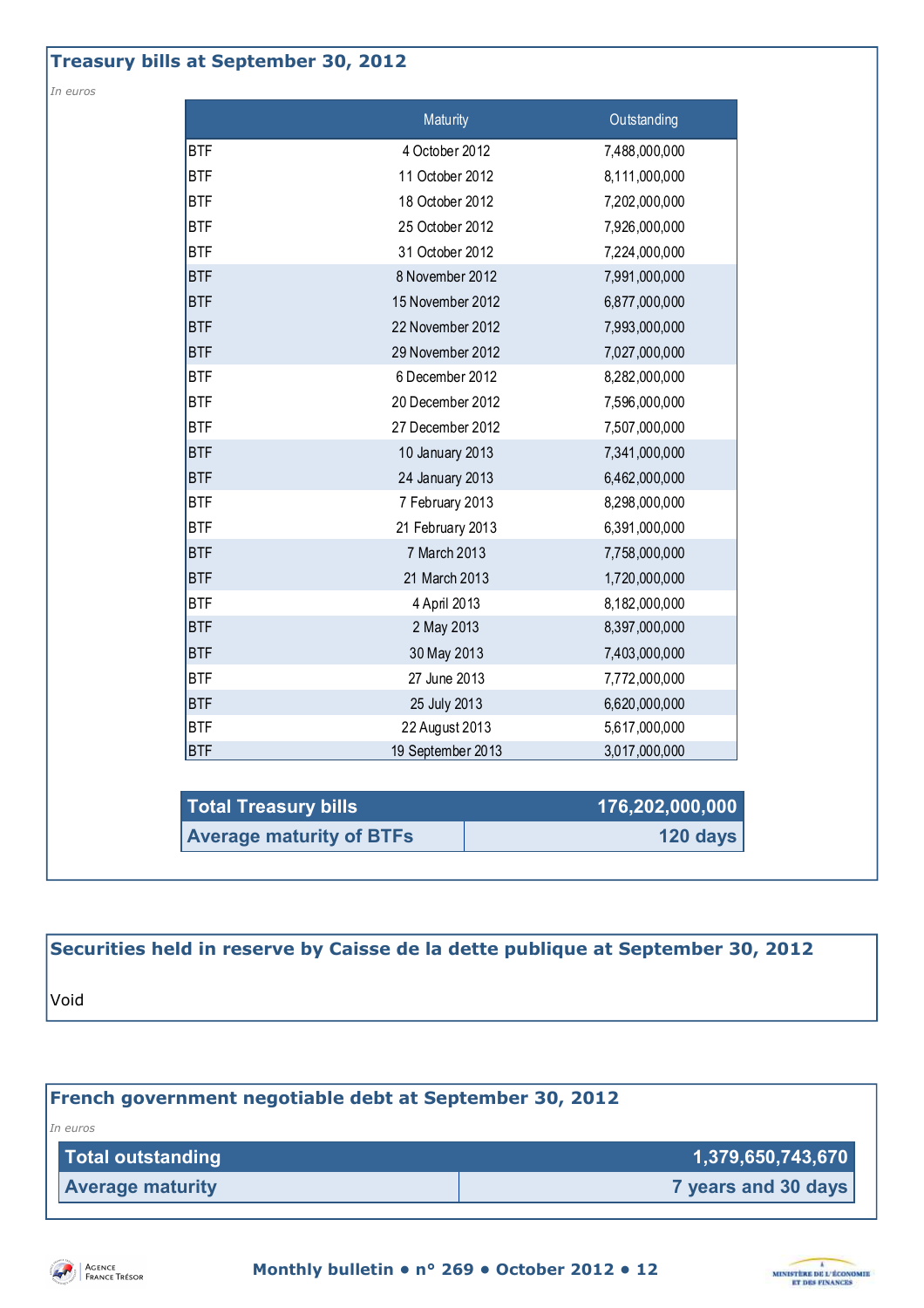## Treasury bills at September 30, 2012

*In euros*

| | Maturity | Outstanding |
|---|---|---|
| BTF | 4 October 2012 | 7,488,000,000 |
| BTF | 11 October 2012 | 8,111,000,000 |
| BTF | 18 October 2012 | 7,202,000,000 |
| BTF | 25 October 2012 | 7,926,000,000 |
| BTF | 31 October 2012 | 7,224,000,000 |
| BTF | 8 November 2012 | 7,991,000,000 |
| BTF | 15 November 2012 | 6,877,000,000 |
| BTF | 22 November 2012 | 7,993,000,000 |
| BTF | 29 November 2012 | 7,027,000,000 |
| BTF | 6 December 2012 | 8,282,000,000 |
| BTF | 20 December 2012 | 7,596,000,000 |
| BTF | 27 December 2012 | 7,507,000,000 |
| BTF | 10 January 2013 | 7,341,000,000 |
| BTF | 24 January 2013 | 6,462,000,000 |
| BTF | 7 February 2013 | 8,298,000,000 |
| BTF | 21 February 2013 | 6,391,000,000 |
| BTF | 7 March 2013 | 7,758,000,000 |
| BTF | 21 March 2013 | 1,720,000,000 |
| BTF | 4 April 2013 | 8,182,000,000 |
| BTF | 2 May 2013 | 8,397,000,000 |
| BTF | 30 May 2013 | 7,403,000,000 |
| BTF | 27 June 2013 | 7,772,000,000 |
| BTF | 25 July 2013 | 6,620,000,000 |
| BTF | 22 August 2013 | 5,617,000,000 |
| BTF | 19 September 2013 | 3,017,000,000 |

| | |
|---|---|
| **Total Treasury bills** | **176,202,000,000** |
| **Average maturity of BTFs** | **120 days** |

## Securities held in reserve by Caisse de la dette publique at September 30, 2012

Void

## French government negotiable debt at September 30, 2012

*In euros*

| | |
|---|---|
| **Total outstanding** | **1,379,650,743,670** |
| **Average maturity** | **7 years and 30 days** |